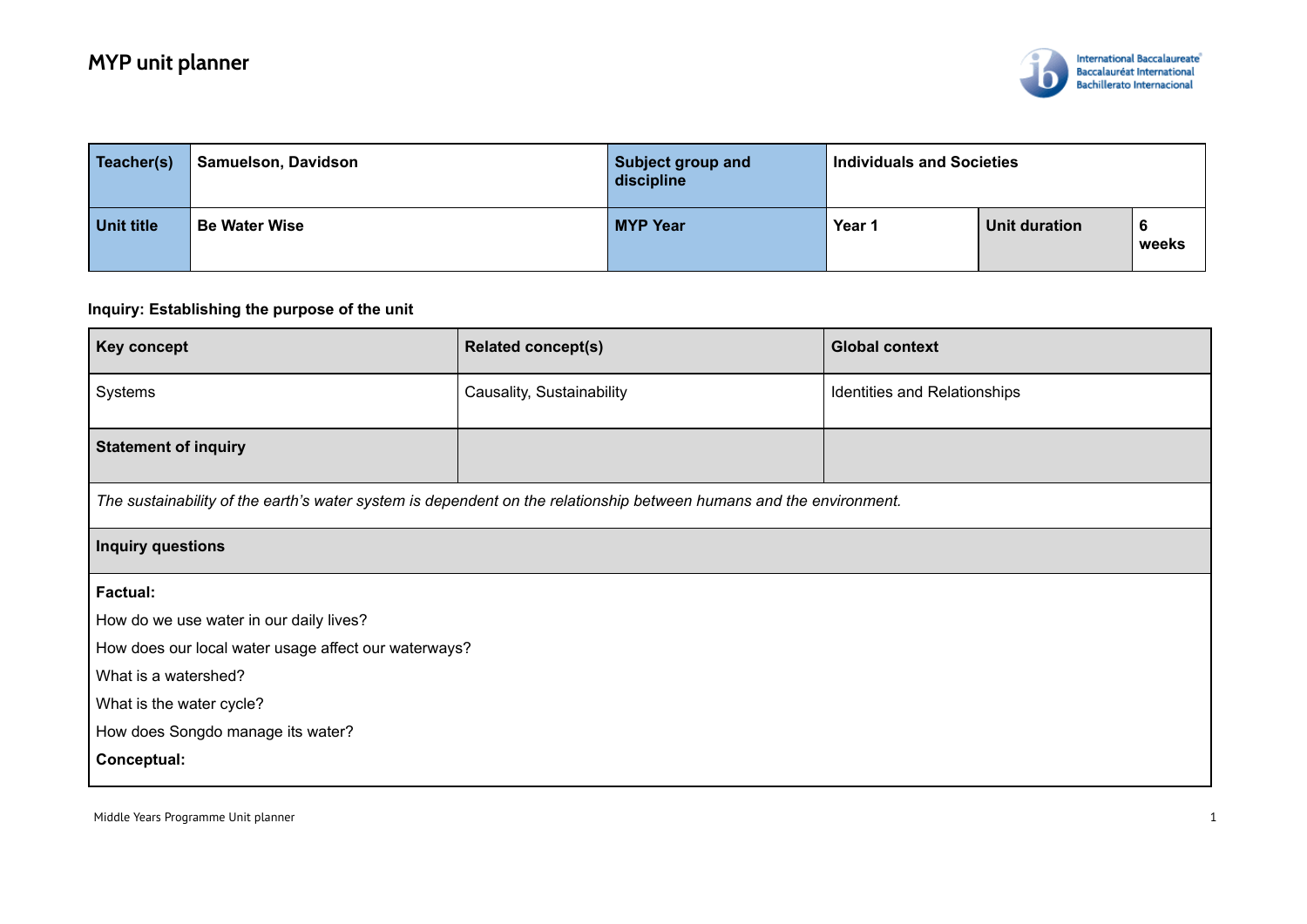# MYP unit planner

| | | | | | |
|---|---|---|---|---|---|
| **Teacher(s)** | **Samuelson, Davidson** | **Subject group and discipline** | **Individuals and Societies** | | |
| **Unit title** | **Be Water Wise** | **MYP Year** | **Year 1** | **Unit duration** | **6 weeks** |

**Inquiry: Establishing the purpose of the unit**

| **Key concept** | **Related concept(s)** | **Global context** |
|---|---|---|
| Systems | Causality, Sustainability | Identities and Relationships |

**Statement of inquiry**

*The sustainability of the earth's water system is dependent on the relationship between humans and the environment.*

**Inquiry questions**

**Factual:**

How do we use water in our daily lives?

How does our local water usage affect our waterways?

What is a watershed?

What is the water cycle?

How does Songdo manage its water?

**Conceptual:**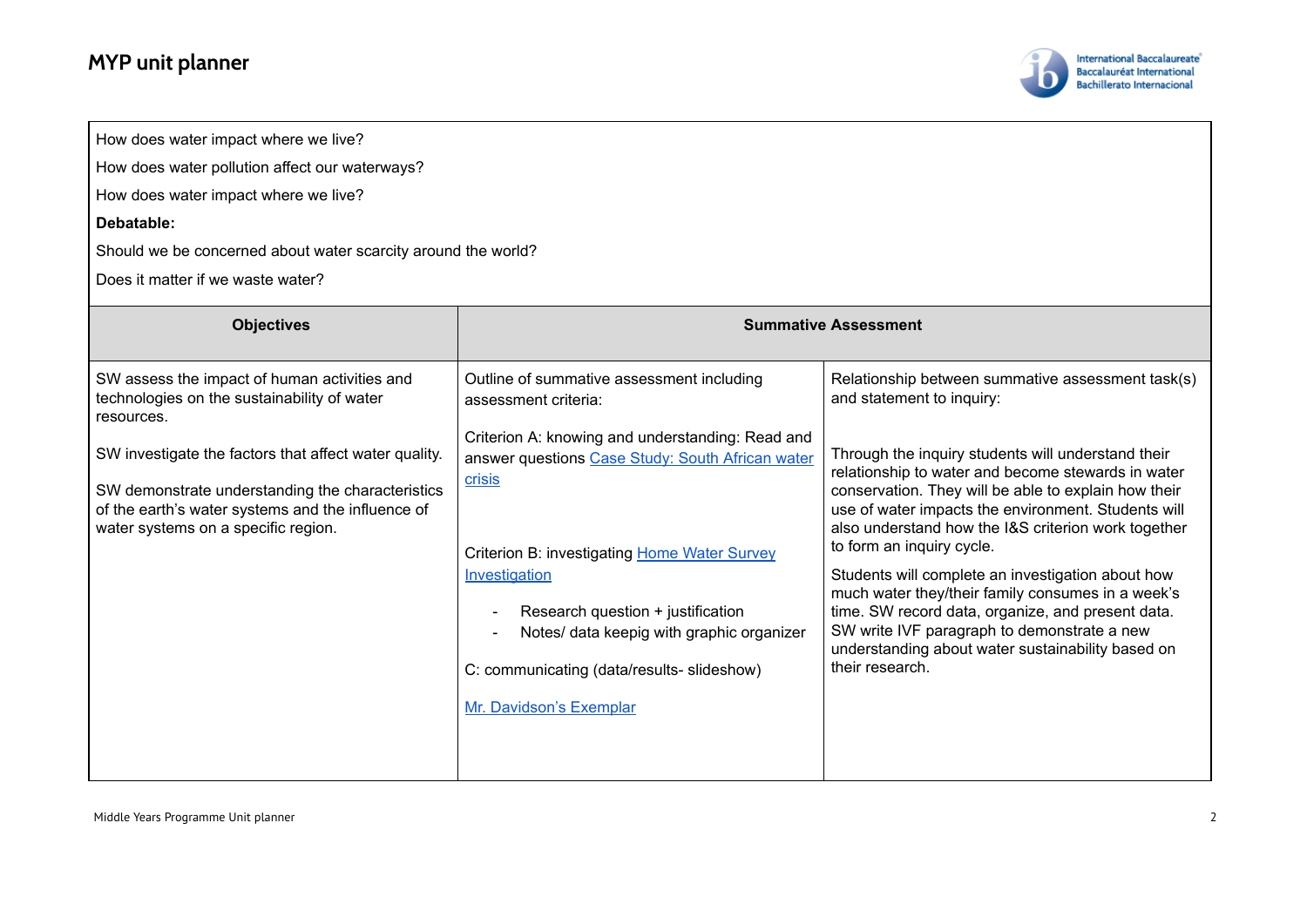How does water impact where we live?

How does water pollution affect our waterways?

How does water impact where we live?

**Debatable:**

Should we be concerned about water scarcity around the world?

Does it matter if we waste water?

| Objectives | Summative Assessment | |
|---|---|---|
| SW assess the impact of human activities and technologies on the sustainability of water resources.<br><br>SW investigate the factors that affect water quality.<br><br>SW demonstrate understanding the characteristics of the earth's water systems and the influence of water systems on a specific region. | Outline of summative assessment including assessment criteria:<br><br>Criterion A: knowing and understanding: Read and answer questions Case Study: South African water crisis<br><br>Criterion B: investigating Home Water Survey Investigation<br>- Research question + justification<br>- Notes/ data keepig with graphic organizer<br><br>C: communicating (data/results- slideshow)<br><br>Mr. Davidson's Exemplar | Relationship between summative assessment task(s) and statement to inquiry:<br><br>Through the inquiry students will understand their relationship to water and become stewards in water conservation. They will be able to explain how their use of water impacts the environment. Students will also understand how the I&S criterion work together to form an inquiry cycle.<br><br>Students will complete an investigation about how much water they/their family consumes in a week's time. SW record data, organize, and present data. SW write IVF paragraph to demonstrate a new understanding about water sustainability based on their research. |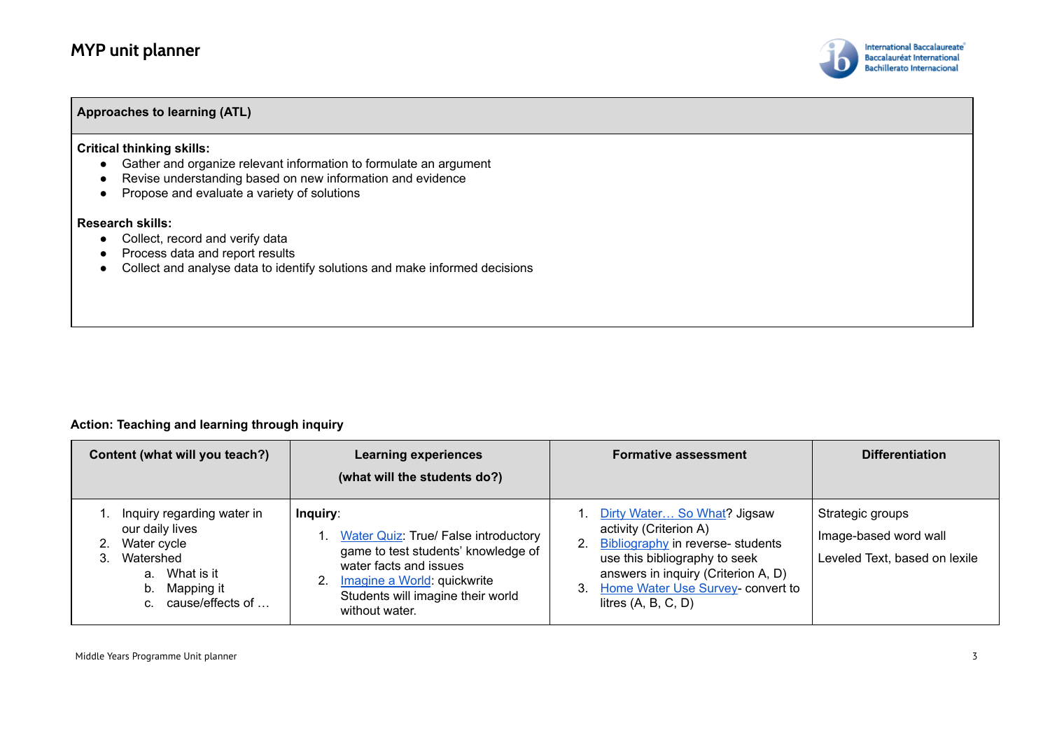| Approaches to learning (ATL) |
|---|
| **Critical thinking skills:**<br>• Gather and organize relevant information to formulate an argument<br>• Revise understanding based on new information and evidence<br>• Propose and evaluate a variety of solutions<br><br>**Research skills:**<br>• Collect, record and verify data<br>• Process data and report results<br>• Collect and analyse data to identify solutions and make informed decisions |

**Action: Teaching and learning through inquiry**

| Content (what will you teach?) | Learning experiences (what will the students do?) | Formative assessment | Differentiation |
|---|---|---|---|
| 1. Inquiry regarding water in our daily lives<br>2. Water cycle<br>3. Watershed<br>a. What is it<br>b. Mapping it<br>c. cause/effects of … | **Inquiry**:<br>1. Water Quiz: True/ False introductory game to test students' knowledge of water facts and issues<br>2. Imagine a World: quickwrite Students will imagine their world without water. | 1. Dirty Water… So What? Jigsaw activity (Criterion A)<br>2. Bibliography in reverse- students use this bibliography to seek answers in inquiry (Criterion A, D)<br>3. Home Water Use Survey- convert to litres (A, B, C, D) | Strategic groups<br>Image-based word wall<br>Leveled Text, based on lexile |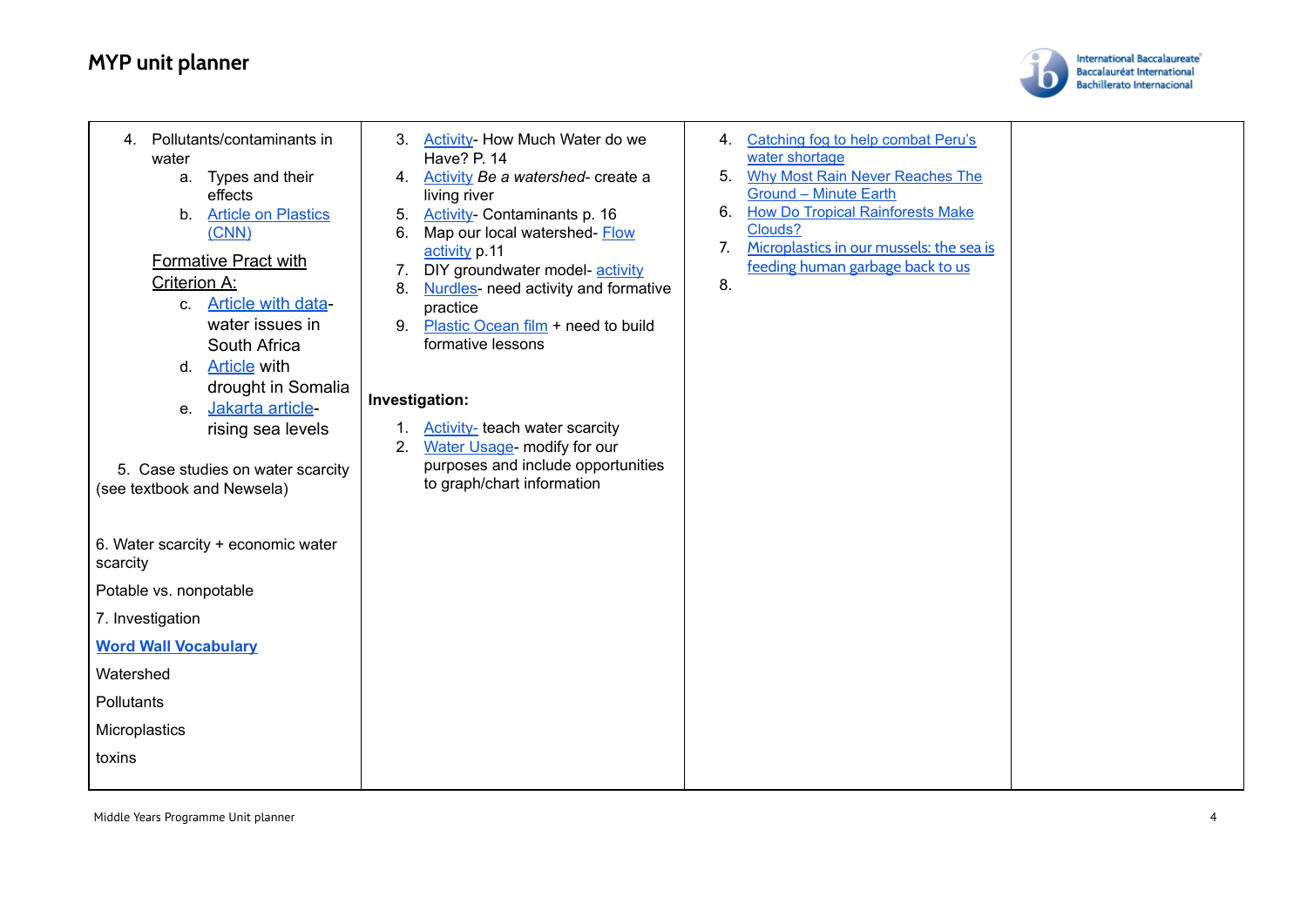# MYP unit planner

| | | | |
|---|---|---|---|
| 4. Pollutants/contaminants in water<br>a. Types and their effects<br>b. Article on Plastics (CNN)<br><br>Formative Pract with Criterion A:<br>c. Article with data- water issues in South Africa<br>d. Article with drought in Somalia<br>e. Jakarta article- rising sea levels<br><br>5. Case studies on water scarcity (see textbook and Newsela)<br><br>6. Water scarcity + economic water scarcity<br>Potable vs. nonpotable<br>7. Investigation<br>**Word Wall Vocabulary**<br>Watershed<br>Pollutants<br>Microplastics<br>toxins | 3. Activity- How Much Water do we Have? P. 14<br>4. Activity *Be a watershed*- create a living river<br>5. Activity- Contaminants p. 16<br>6. Map our local watershed- Flow activity p.11<br>7. DIY groundwater model- activity<br>8. Nurdles- need activity and formative practice<br>9. Plastic Ocean film + need to build formative lessons<br><br>**Investigation:**<br>1. Activity- teach water scarcity<br>2. Water Usage- modify for our purposes and include opportunities to graph/chart information | 4. Catching fog to help combat Peru's water shortage<br>5. Why Most Rain Never Reaches The Ground – Minute Earth<br>6. How Do Tropical Rainforests Make Clouds?<br>7. Microplastics in our mussels: the sea is feeding human garbage back to us<br>8. | |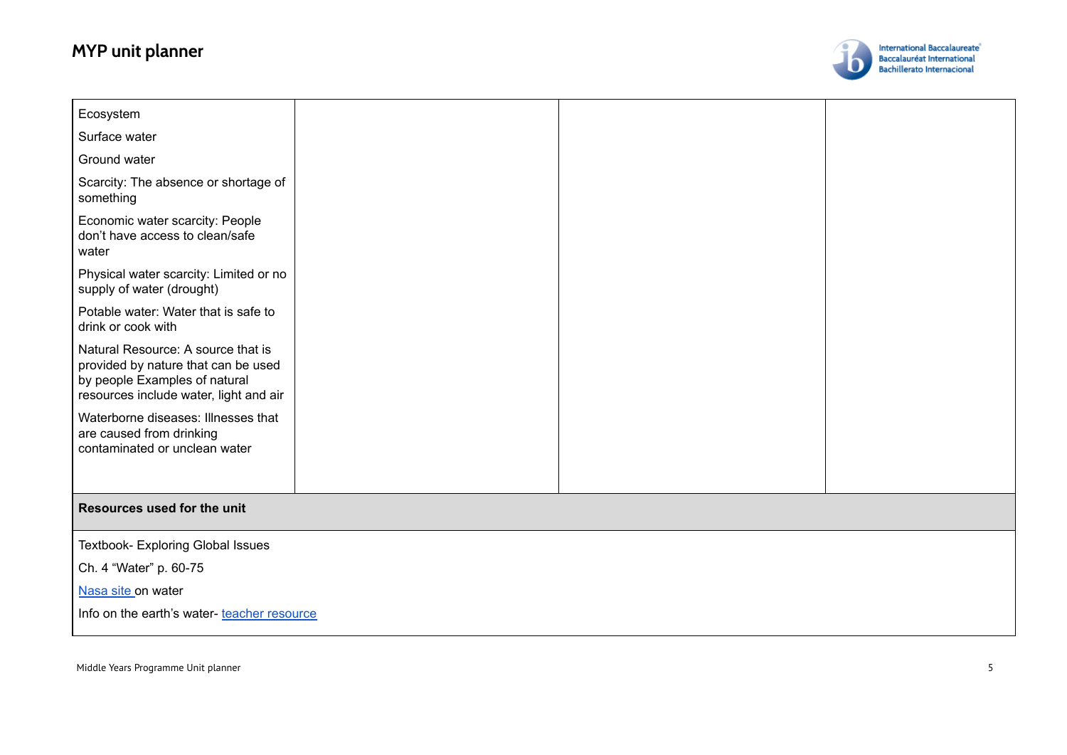| | | | |
|---|---|---|---|
| Ecosystem<br><br>Surface water<br><br>Ground water<br><br>Scarcity: The absence or shortage of something<br><br>Economic water scarcity: People don't have access to clean/safe water<br><br>Physical water scarcity: Limited or no supply of water (drought)<br><br>Potable water: Water that is safe to drink or cook with<br><br>Natural Resource: A source that is provided by nature that can be used by people Examples of natural resources include water, light and air<br><br>Waterborne diseases: Illnesses that are caused from drinking contaminated or unclean water | | | |

| **Resources used for the unit** |
|---|
| Textbook- Exploring Global Issues<br><br>Ch. 4 "Water" p. 60-75<br><br>Nasa site on water<br><br>Info on the earth's water- teacher resource |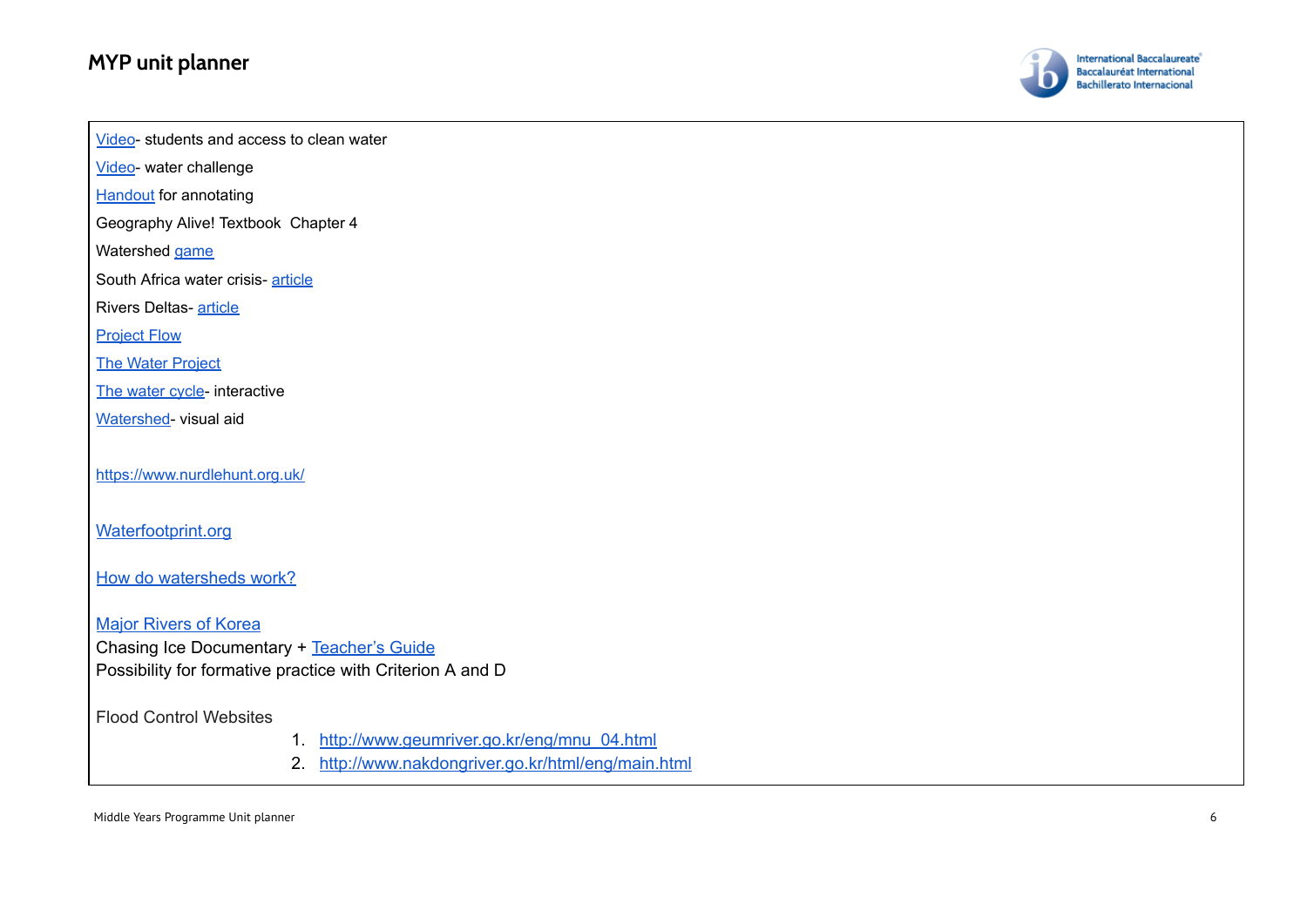Video- students and access to clean water

Video- water challenge

Handout for annotating

Geography Alive! Textbook Chapter 4

Watershed game

South Africa water crisis- article

Rivers Deltas- article

Project Flow

The Water Project

The water cycle- interactive

Watershed- visual aid

https://www.nurdlehunt.org.uk/

Waterfootprint.org

How do watersheds work?

Major Rivers of Korea
Chasing Ice Documentary + Teacher's Guide
Possibility for formative practice with Criterion A and D

Flood Control Websites

1. http://www.geumriver.go.kr/eng/mnu_04.html
2. http://www.nakdongriver.go.kr/html/eng/main.html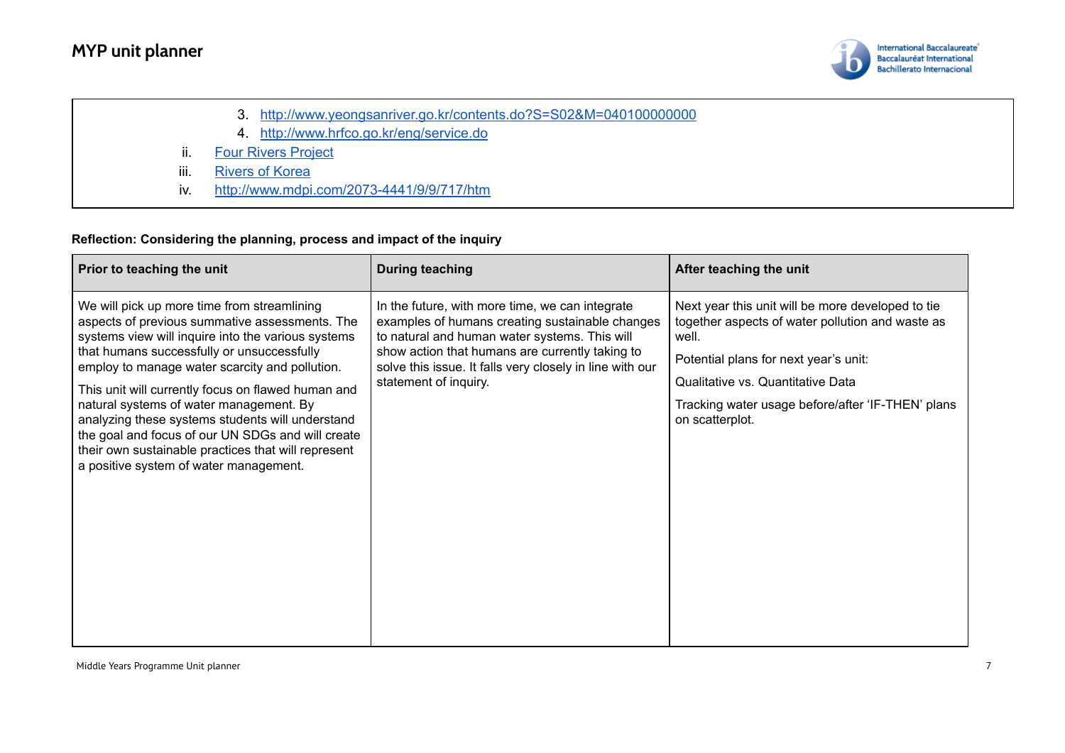3. http://www.yeongsanriver.go.kr/contents.do?S=S02&M=040100000000
4. http://www.hrfco.go.kr/eng/service.do

ii. Four Rivers Project

iii. Rivers of Korea

iv. http://www.mdpi.com/2073-4441/9/9/717/htm

**Reflection: Considering the planning, process and impact of the inquiry**

| Prior to teaching the unit | During teaching | After teaching the unit |
|---|---|---|
| We will pick up more time from streamlining aspects of previous summative assessments. The systems view will inquire into the various systems that humans successfully or unsuccessfully employ to manage water scarcity and pollution.<br><br>This unit will currently focus on flawed human and natural systems of water management. By analyzing these systems students will understand the goal and focus of our UN SDGs and will create their own sustainable practices that will represent a positive system of water management. | In the future, with more time, we can integrate examples of humans creating sustainable changes to natural and human water systems. This will show action that humans are currently taking to solve this issue. It falls very closely in line with our statement of inquiry. | Next year this unit will be more developed to tie together aspects of water pollution and waste as well.<br><br>Potential plans for next year's unit:<br><br>Qualitative vs. Quantitative Data<br><br>Tracking water usage before/after 'IF-THEN' plans on scatterplot. |